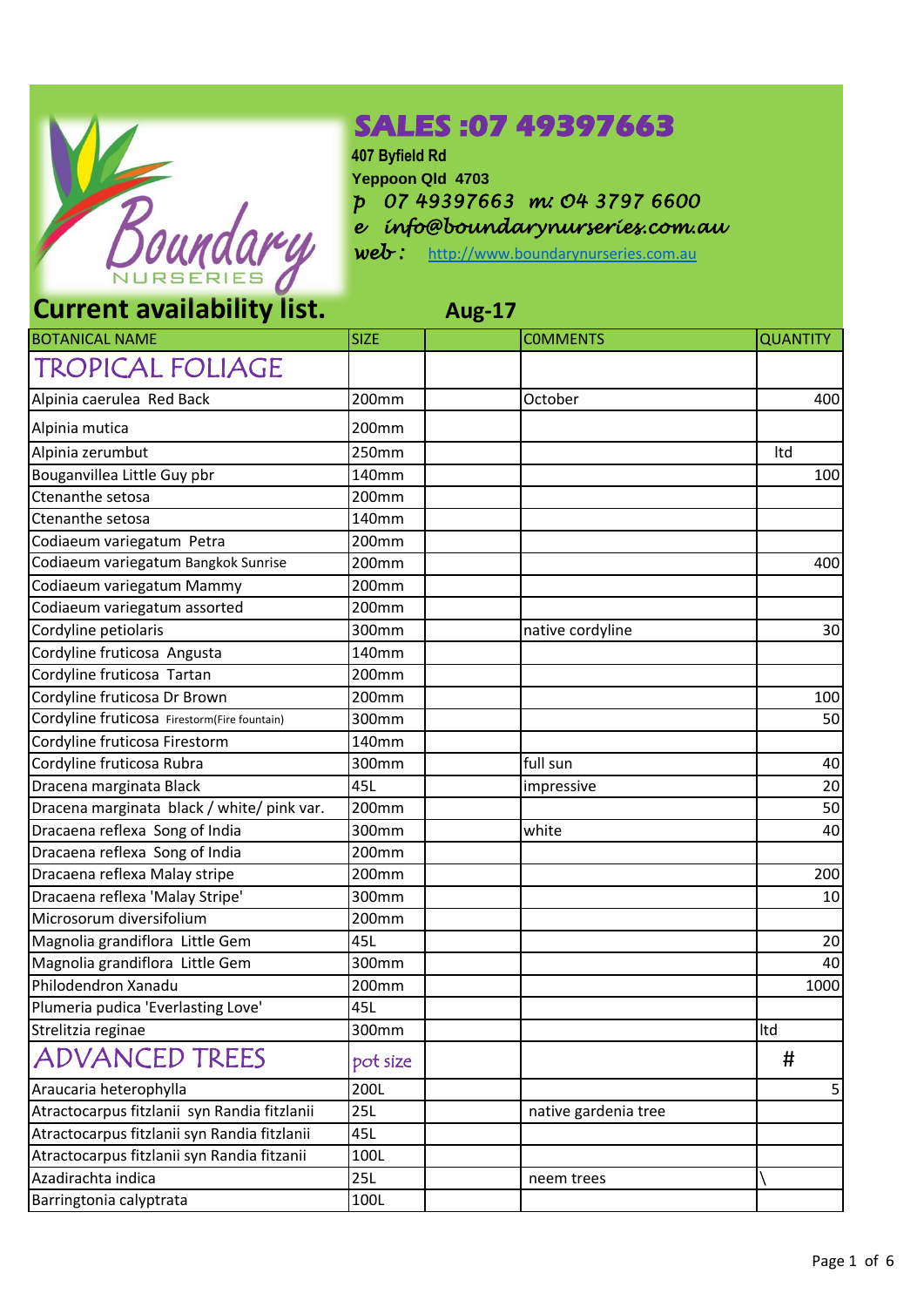# SALES :07 49397663

407 Byfield Rd
Yeppoon Qld 4703
p 07 49397663 m: 04 3797 6600
e info@boundarynurseries.com.au
web : http://www.boundarynurseries.com.au

Boundary NURSERIES

## Current availability list. Aug-17

| BOTANICAL NAME | SIZE | | COMMENTS | QUANTITY |
|---|---|---|---|---|
| TROPICAL FOLIAGE | | | | |
| Alpinia caerulea Red Back | 200mm | | October | 400 |
| Alpinia mutica | 200mm | | | |
| Alpinia zerumbut | 250mm | | | ltd |
| Bouganvillea Little Guy pbr | 140mm | | | 100 |
| Ctenanthe setosa | 200mm | | | |
| Ctenanthe setosa | 140mm | | | |
| Codiaeum variegatum Petra | 200mm | | | |
| Codiaeum variegatum Bangkok Sunrise | 200mm | | | 400 |
| Codiaeum variegatum Mammy | 200mm | | | |
| Codiaeum variegatum assorted | 200mm | | | |
| Cordyline petiolaris | 300mm | | native cordyline | 30 |
| Cordyline fruticosa Angusta | 140mm | | | |
| Cordyline fruticosa Tartan | 200mm | | | |
| Cordyline fruticosa Dr Brown | 200mm | | | 100 |
| Cordyline fruticosa Firestorm(Fire fountain) | 300mm | | | 50 |
| Cordyline fruticosa Firestorm | 140mm | | | |
| Cordyline fruticosa Rubra | 300mm | | full sun | 40 |
| Dracena marginata Black | 45L | | impressive | 20 |
| Dracena marginata black / white/ pink var. | 200mm | | | 50 |
| Dracaena reflexa Song of India | 300mm | | white | 40 |
| Dracaena reflexa Song of India | 200mm | | | |
| Dracaena reflexa Malay stripe | 200mm | | | 200 |
| Dracaena reflexa 'Malay Stripe' | 300mm | | | 10 |
| Microsorum diversifolium | 200mm | | | |
| Magnolia grandiflora Little Gem | 45L | | | 20 |
| Magnolia grandiflora Little Gem | 300mm | | | 40 |
| Philodendron Xanadu | 200mm | | | 1000 |
| Plumeria pudica 'Everlasting Love' | 45L | | | |
| Strelitzia reginae | 300mm | | | ltd |
| ADVANCED TREES | pot size | | | # |
| Araucaria heterophylla | 200L | | | 5 |
| Atractocarpus fitzlanii syn Randia fitzlanii | 25L | | native gardenia tree | |
| Atractocarpus fitzlanii syn Randia fitzlanii | 45L | | | |
| Atractocarpus fitzlanii syn Randia fitzanii | 100L | | | |
| Azadirachta indica | 25L | | neem trees | \ |
| Barringtonia calyptrata | 100L | | | |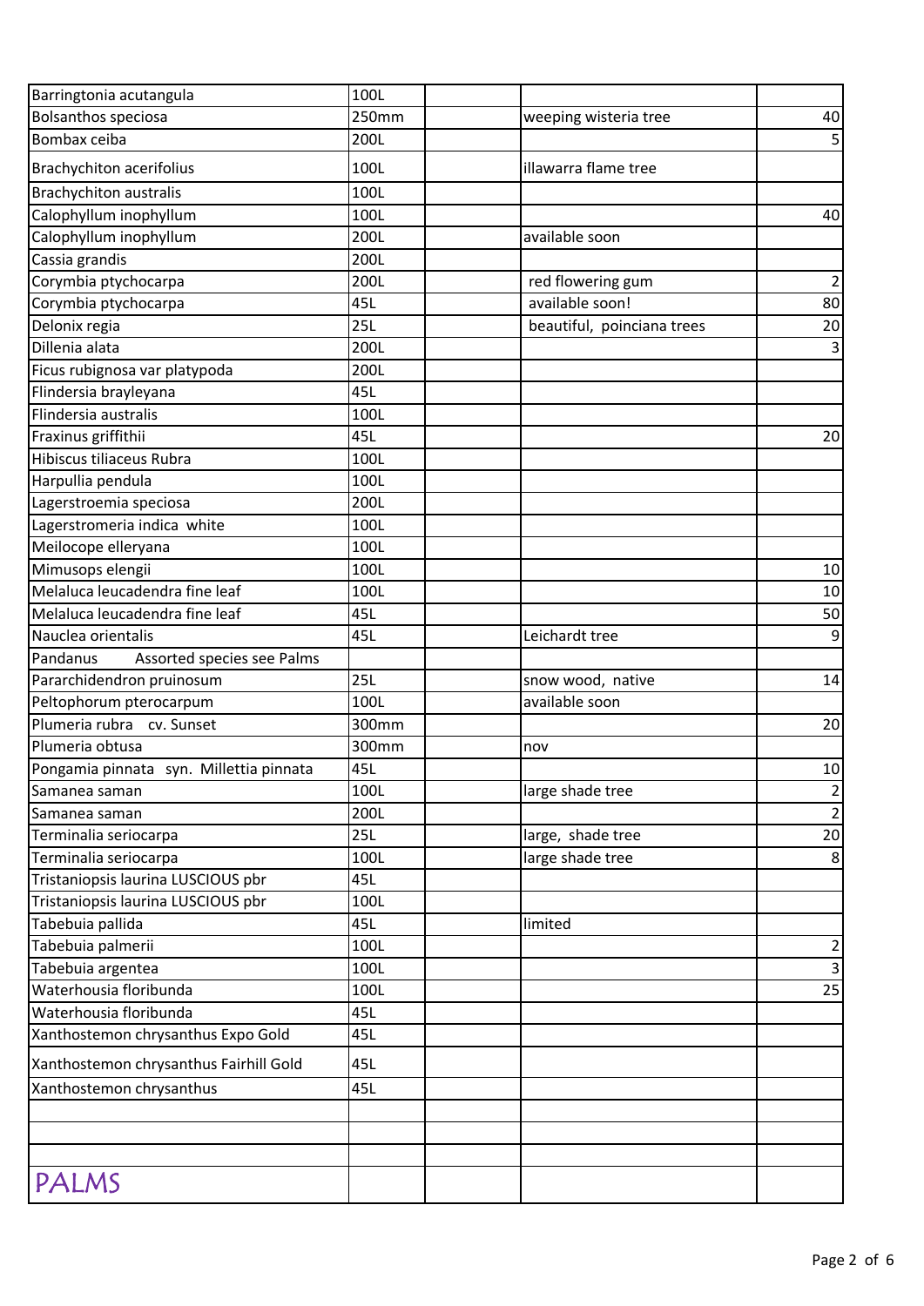| | | | | |
|---|---|---|---|---|
| Barringtonia acutangula | 100L | | | |
| Bolsanthos speciosa | 250mm | | weeping wisteria tree | 40 |
| Bombax ceiba | 200L | | | 5 |
| Brachychiton acerifolius | 100L | | illawarra flame tree | |
| Brachychiton australis | 100L | | | |
| Calophyllum inophyllum | 100L | | | 40 |
| Calophyllum inophyllum | 200L | | available soon | |
| Cassia grandis | 200L | | | |
| Corymbia ptychocarpa | 200L | | red flowering gum | 2 |
| Corymbia ptychocarpa | 45L | | available soon! | 80 |
| Delonix regia | 25L | | beautiful, poinciana trees | 20 |
| Dillenia alata | 200L | | | 3 |
| Ficus rubignosa var platypoda | 200L | | | |
| Flindersia brayleyana | 45L | | | |
| Flindersia australis | 100L | | | |
| Fraxinus griffithii | 45L | | | 20 |
| Hibiscus tiliaceus Rubra | 100L | | | |
| Harpullia pendula | 100L | | | |
| Lagerstroemia speciosa | 200L | | | |
| Lagerstromeria indica white | 100L | | | |
| Meilocope elleryana | 100L | | | |
| Mimusops elengii | 100L | | | 10 |
| Melaluca leucadendra fine leaf | 100L | | | 10 |
| Melaluca leucadendra fine leaf | 45L | | | 50 |
| Nauclea orientalis | 45L | | Leichardt tree | 9 |
| Pandanus Assorted species see Palms | | | | |
| Pararchidendron pruinosum | 25L | | snow wood, native | 14 |
| Peltophorum pterocarpum | 100L | | available soon | |
| Plumeria rubra cv. Sunset | 300mm | | | 20 |
| Plumeria obtusa | 300mm | | nov | |
| Pongamia pinnata syn. Millettia pinnata | 45L | | | 10 |
| Samanea saman | 100L | | large shade tree | 2 |
| Samanea saman | 200L | | | 2 |
| Terminalia seriocarpa | 25L | | large, shade tree | 20 |
| Terminalia seriocarpa | 100L | | large shade tree | 8 |
| Tristaniopsis laurina LUSCIOUS pbr | 45L | | | |
| Tristaniopsis laurina LUSCIOUS pbr | 100L | | | |
| Tabebuia pallida | 45L | | limited | |
| Tabebuia palmerii | 100L | | | 2 |
| Tabebuia argentea | 100L | | | 3 |
| Waterhousia floribunda | 100L | | | 25 |
| Waterhousia floribunda | 45L | | | |
| Xanthostemon chrysanthus Expo Gold | 45L | | | |
| Xanthostemon chrysanthus Fairhill Gold | 45L | | | |
| Xanthostemon chrysanthus | 45L | | | |
| | | | | |
| | | | | |
| | | | | |
| PALMS | | | | |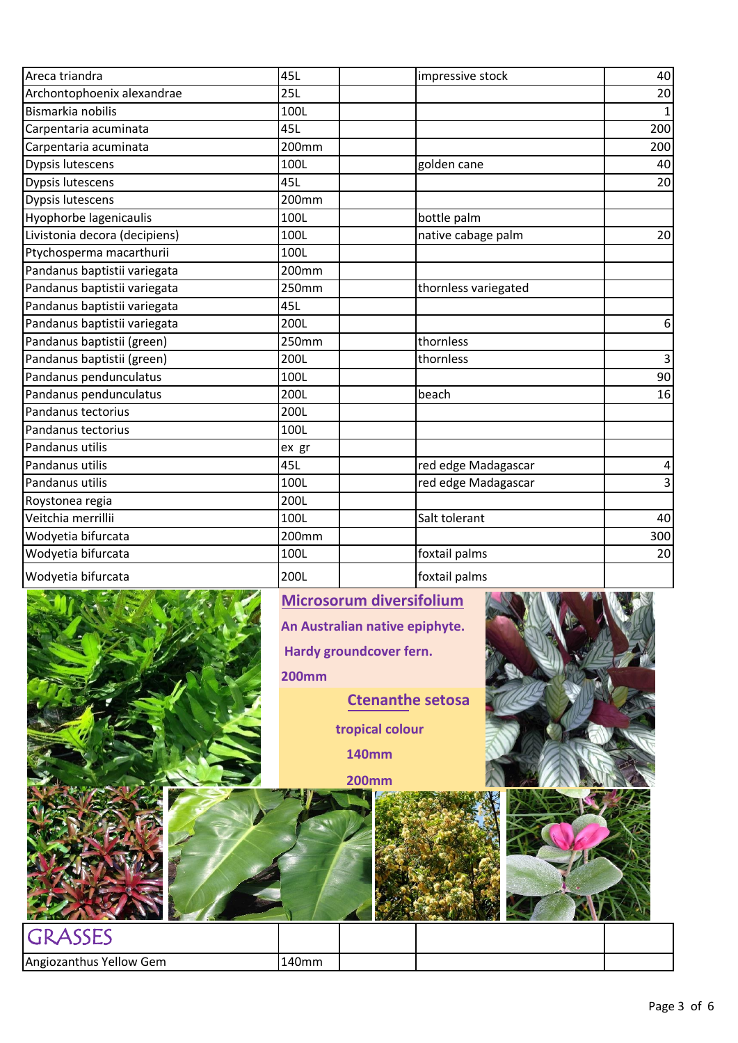| | | | | |
|---|---|---|---|---|
| Areca triandra | 45L | | impressive stock | 40 |
| Archontophoenix alexandrae | 25L | | | 20 |
| Bismarkia nobilis | 100L | | | 1 |
| Carpentaria acuminata | 45L | | | 200 |
| Carpentaria acuminata | 200mm | | | 200 |
| Dypsis lutescens | 100L | | golden cane | 40 |
| Dypsis lutescens | 45L | | | 20 |
| Dypsis lutescens | 200mm | | | |
| Hyophorbe lagenicaulis | 100L | | bottle palm | |
| Livistonia decora (decipiens) | 100L | | native cabage palm | 20 |
| Ptychosperma macarthurii | 100L | | | |
| Pandanus baptistii variegata | 200mm | | | |
| Pandanus baptistii variegata | 250mm | | thornless variegated | |
| Pandanus baptistii variegata | 45L | | | |
| Pandanus baptistii variegata | 200L | | | 6 |
| Pandanus baptistii (green) | 250mm | | thornless | |
| Pandanus baptistii (green) | 200L | | thornless | 3 |
| Pandanus pendunculatus | 100L | | | 90 |
| Pandanus pendunculatus | 200L | | beach | 16 |
| Pandanus tectorius | 200L | | | |
| Pandanus tectorius | 100L | | | |
| Pandanus utilis | ex gr | | | |
| Pandanus utilis | 45L | | red edge Madagascar | 4 |
| Pandanus utilis | 100L | | red edge Madagascar | 3 |
| Roystonea regia | 200L | | | |
| Veitchia merrillii | 100L | | Salt tolerant | 40 |
| Wodyetia bifurcata | 200mm | | | 300 |
| Wodyetia bifurcata | 100L | | foxtail palms | 20 |
| Wodyetia bifurcata | 200L | | foxtail palms | |

**Microsorum diversifolium**

**An Australian native epiphyte.**

**Hardy groundcover fern.**

**200mm**

**Ctenanthe setosa**

**tropical colour**

**140mm**

**200mm**

| GRASSES | | | | |
|---|---|---|---|---|
| Angiozanthus Yellow Gem | 140mm | | | |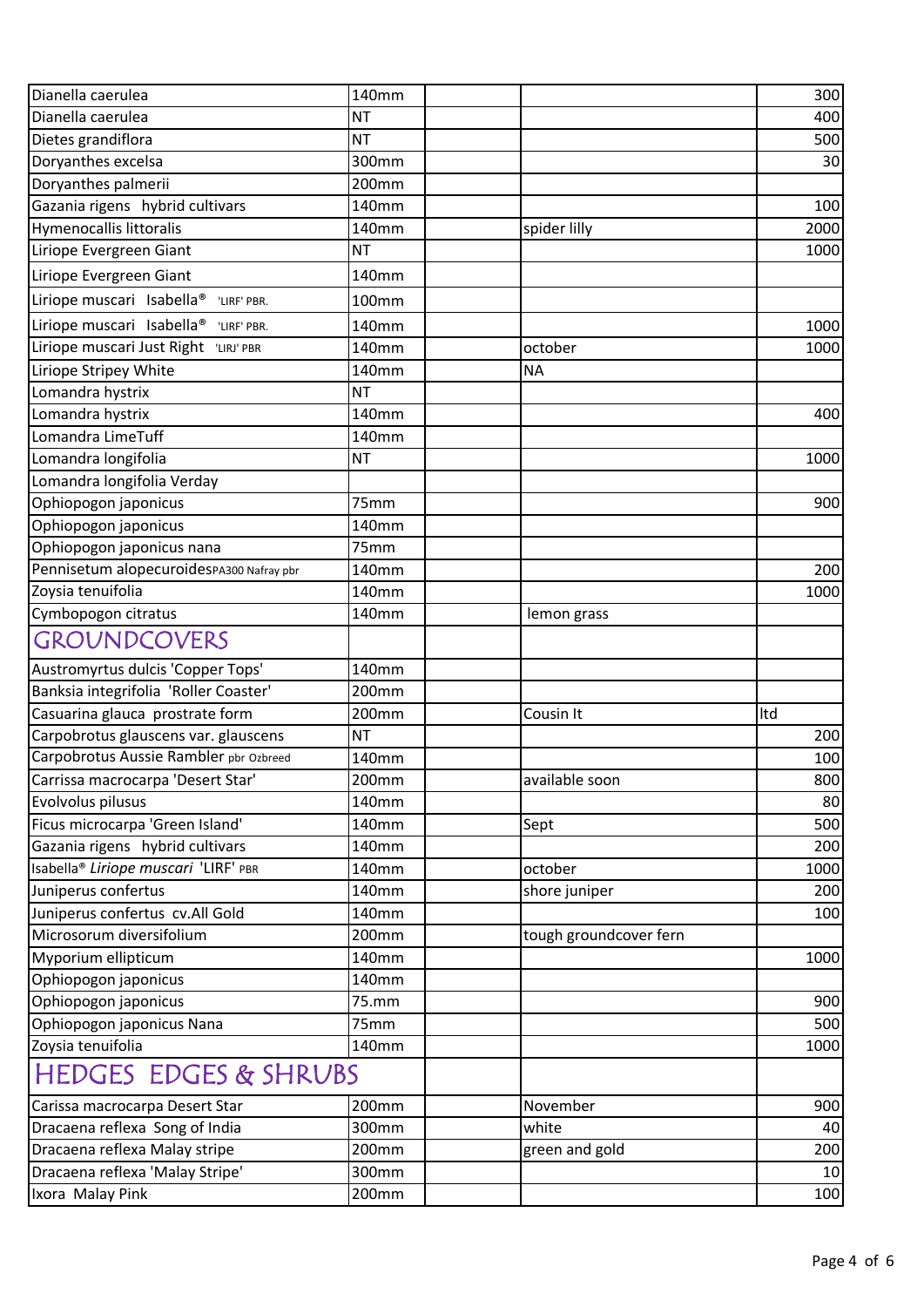| | | | | |
|---|---|---|---|---|
| Dianella caerulea | 140mm | | | 300 |
| Dianella caerulea | NT | | | 400 |
| Dietes grandiflora | NT | | | 500 |
| Doryanthes excelsa | 300mm | | | 30 |
| Doryanthes palmerii | 200mm | | | |
| Gazania rigens hybrid cultivars | 140mm | | | 100 |
| Hymenocallis littoralis | 140mm | | spider lilly | 2000 |
| Liriope Evergreen Giant | NT | | | 1000 |
| Liriope Evergreen Giant | 140mm | | | |
| Liriope muscari Isabella® 'LIRF' PBR. | 100mm | | | |
| Liriope muscari Isabella® 'LIRF' PBR. | 140mm | | | 1000 |
| Liriope muscari Just Right 'LIRJ' PBR | 140mm | | october | 1000 |
| Liriope Stripey White | 140mm | | NA | |
| Lomandra hystrix | NT | | | |
| Lomandra hystrix | 140mm | | | 400 |
| Lomandra LimeTuff | 140mm | | | |
| Lomandra longifolia | NT | | | 1000 |
| Lomandra longifolia Verday | | | | |
| Ophiopogon japonicus | 75mm | | | 900 |
| Ophiopogon japonicus | 140mm | | | |
| Ophiopogon japonicus nana | 75mm | | | |
| Pennisetum alopecuroidesPA300 Nafray pbr | 140mm | | | 200 |
| Zoysia tenuifolia | 140mm | | | 1000 |
| Cymbopogon citratus | 140mm | | lemon grass | |
| **GROUNDCOVERS** | | | | |
| Austromyrtus dulcis 'Copper Tops' | 140mm | | | |
| Banksia integrifolia 'Roller Coaster' | 200mm | | | |
| Casuarina glauca prostrate form | 200mm | | Cousin It | ltd |
| Carpobrotus glauscens var. glauscens | NT | | | 200 |
| Carpobrotus Aussie Rambler pbr Ozbreed | 140mm | | | 100 |
| Carrissa macrocarpa 'Desert Star' | 200mm | | available soon | 800 |
| Evolvolus pilusus | 140mm | | | 80 |
| Ficus microcarpa 'Green Island' | 140mm | | Sept | 500 |
| Gazania rigens hybrid cultivars | 140mm | | | 200 |
| Isabella® *Liriope muscari* 'LIRF' PBR | 140mm | | october | 1000 |
| Juniperus confertus | 140mm | | shore juniper | 200 |
| Juniperus confertus cv.All Gold | 140mm | | | 100 |
| Microsorum diversifolium | 200mm | | tough groundcover fern | |
| Myporium ellipticum | 140mm | | | 1000 |
| Ophiopogon japonicus | 140mm | | | |
| Ophiopogon japonicus | 75.mm | | | 900 |
| Ophiopogon japonicus Nana | 75mm | | | 500 |
| Zoysia tenuifolia | 140mm | | | 1000 |
| **HEDGES EDGES & SHRUBS** | | | | |
| Carissa macrocarpa Desert Star | 200mm | | November | 900 |
| Dracaena reflexa Song of India | 300mm | | white | 40 |
| Dracaena reflexa Malay stripe | 200mm | | green and gold | 200 |
| Dracaena reflexa 'Malay Stripe' | 300mm | | | 10 |
| Ixora Malay Pink | 200mm | | | 100 |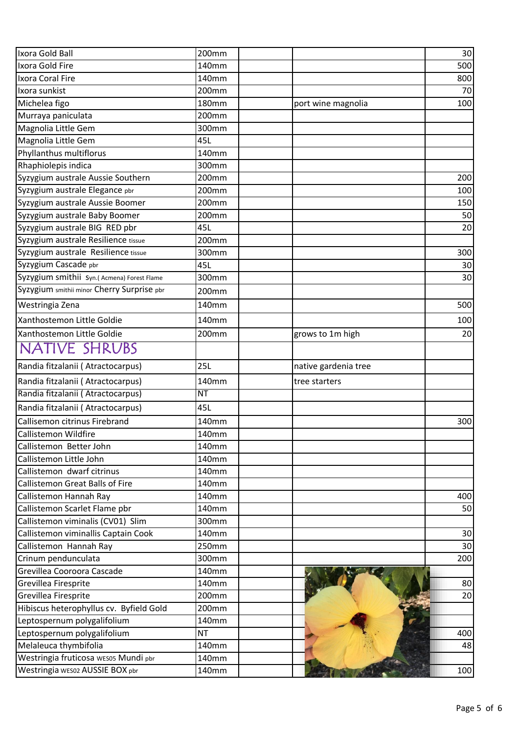| | | | | |
|---|---|---|---|---|
| Ixora Gold Ball | 200mm | | | 30 |
| Ixora Gold Fire | 140mm | | | 500 |
| Ixora Coral Fire | 140mm | | | 800 |
| Ixora sunkist | 200mm | | | 70 |
| Michelea figo | 180mm | | port wine magnolia | 100 |
| Murraya paniculata | 200mm | | | |
| Magnolia Little Gem | 300mm | | | |
| Magnolia Little Gem | 45L | | | |
| Phyllanthus multiflorus | 140mm | | | |
| Rhaphiolepis indica | 300mm | | | |
| Syzygium australe Aussie Southern | 200mm | | | 200 |
| Syzygium australe Elegance pbr | 200mm | | | 100 |
| Syzygium australe Aussie Boomer | 200mm | | | 150 |
| Syzygium australe Baby Boomer | 200mm | | | 50 |
| Syzygium australe BIG RED pbr | 45L | | | 20 |
| Syzygium australe Resilience tissue | 200mm | | | |
| Syzygium australe Resilience tissue | 300mm | | | 300 |
| Syzygium Cascade pbr | 45L | | | 30 |
| Syzygium smithii Syn.( Acmena) Forest Flame | 300mm | | | 30 |
| Syzygium smithii minor Cherry Surprise pbr | 200mm | | | |
| Westringia Zena | 140mm | | | 500 |
| Xanthostemon Little Goldie | 140mm | | | 100 |
| Xanthostemon Little Goldie | 200mm | | grows to 1m high | 20 |
| **NATIVE SHRUBS** | | | | |
| Randia fitzalanii ( Atractocarpus) | 25L | | native gardenia tree | |
| Randia fitzalanii ( Atractocarpus) | 140mm | | tree starters | |
| Randia fitzalanii ( Atractocarpus) | NT | | | |
| Randia fitzalanii ( Atractocarpus) | 45L | | | |
| Callisemon citrinus Firebrand | 140mm | | | 300 |
| Callistemon Wildfire | 140mm | | | |
| Callistemon Better John | 140mm | | | |
| Callistemon Little John | 140mm | | | |
| Callistemon dwarf citrinus | 140mm | | | |
| Callistemon Great Balls of Fire | 140mm | | | |
| Callistemon Hannah Ray | 140mm | | | 400 |
| Callistemon Scarlet Flame pbr | 140mm | | | 50 |
| Callistemon viminalis (CV01) Slim | 300mm | | | |
| Callistemon viminallis Captain Cook | 140mm | | | 30 |
| Callistemon Hannah Ray | 250mm | | | 30 |
| Crinum penduculata | 300mm | | | 200 |
| Grevillea Cooroora Cascade | 140mm | | | |
| Grevillea Firesprite | 140mm | | | 80 |
| Grevillea Firesprite | 200mm | | | 20 |
| Hibiscus heterophyllus cv. Byfield Gold | 200mm | | | |
| Leptospernum polygalifolium | 140mm | | | |
| Leptospernum polygalifolium | NT | | | 400 |
| Melaleuca thymbifolia | 140mm | | | 48 |
| Westringia fruticosa WES05 Mundi pbr | 140mm | | | |
| Westringia WES02 AUSSIE BOX pbr | 140mm | | | 100 |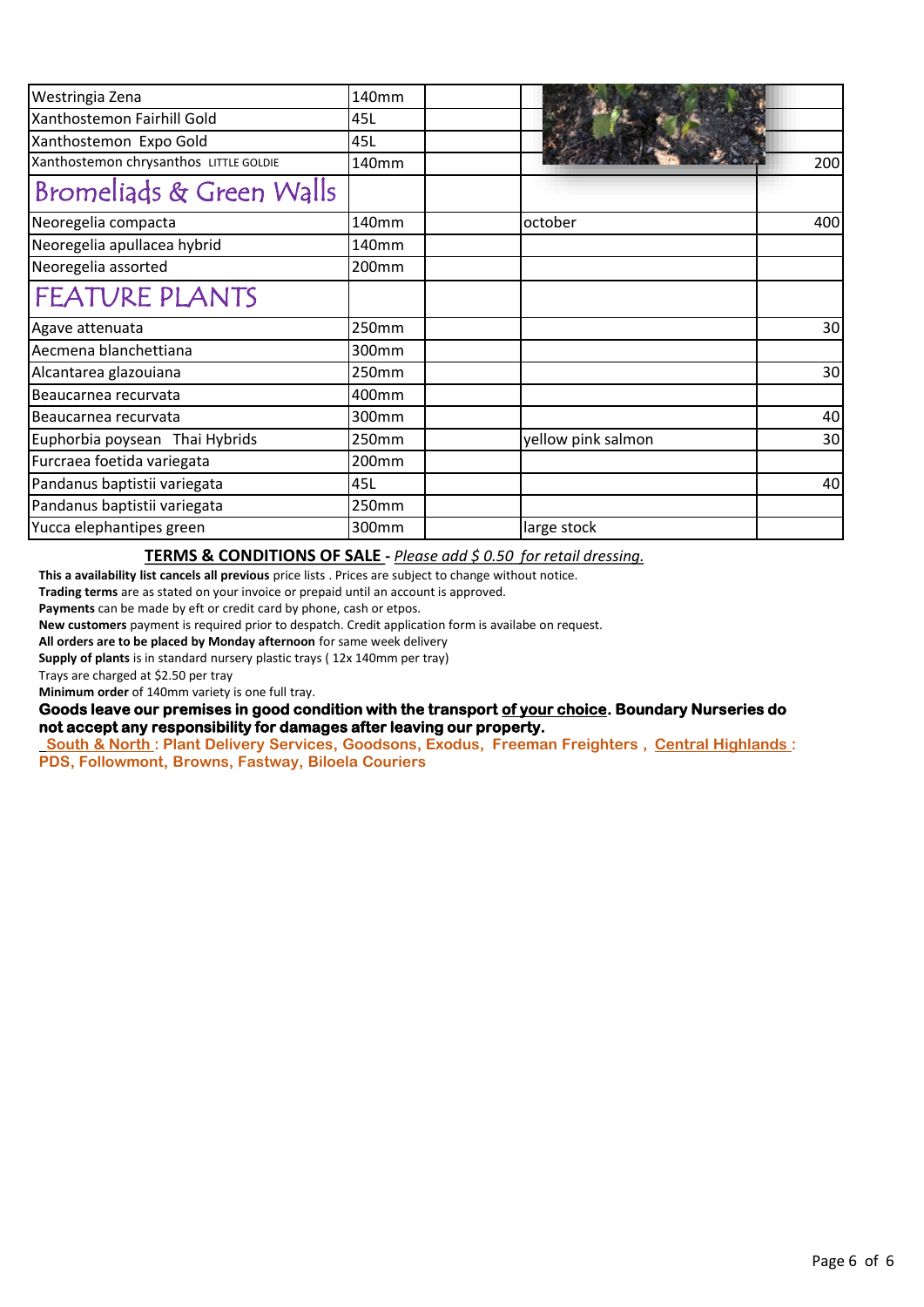| | | | | |
|---|---|---|---|---|
| Westringia Zena | 140mm | | | |
| Xanthostemon Fairhill Gold | 45L | | | |
| Xanthostemon Expo Gold | 45L | | | |
| Xanthostemon chrysanthos LITTLE GOLDIE | 140mm | | | 200 |
| **Bromeliads & Green Walls** | | | | |
| Neoregelia compacta | 140mm | | october | 400 |
| Neoregelia apullacea hybrid | 140mm | | | |
| Neoregelia assorted | 200mm | | | |
| **FEATURE PLANTS** | | | | |
| Agave attenuata | 250mm | | | 30 |
| Aecmena blanchettiana | 300mm | | | |
| Alcantarea glazouiana | 250mm | | | 30 |
| Beaucarnea recurvata | 400mm | | | |
| Beaucarnea recurvata | 300mm | | | 40 |
| Euphorbia poysean Thai Hybrids | 250mm | | yellow pink salmon | 30 |
| Furcraea foetida variegata | 200mm | | | |
| Pandanus baptistii variegata | 45L | | | 40 |
| Pandanus baptistii variegata | 250mm | | | |
| Yucca elephantipes green | 300mm | | large stock | |

**TERMS & CONDITIONS OF SALE** - *Please add $ 0.50 for retail dressing.*

**This a availability list cancels all previous** price lists . Prices are subject to change without notice.

**Trading terms** are as stated on your invoice or prepaid until an account is approved.

**Payments** can be made by eft or credit card by phone, cash or etpos.

**New customers** payment is required prior to despatch. Credit application form is availabe on request.

**All orders are to be placed by Monday afternoon** for same week delivery

**Supply of plants** is in standard nursery plastic trays ( 12x 140mm per tray)

Trays are charged at $2.50 per tray

**Minimum order** of 140mm variety is one full tray.

**Goods leave our premises in good condition with the transport of your choice. Boundary Nurseries do not accept any responsibility for damages after leaving our property.**

**South & North : Plant Delivery Services, Goodsons, Exodus, Freeman Freighters , Central Highlands : PDS, Followmont, Browns, Fastway, Biloela Couriers**